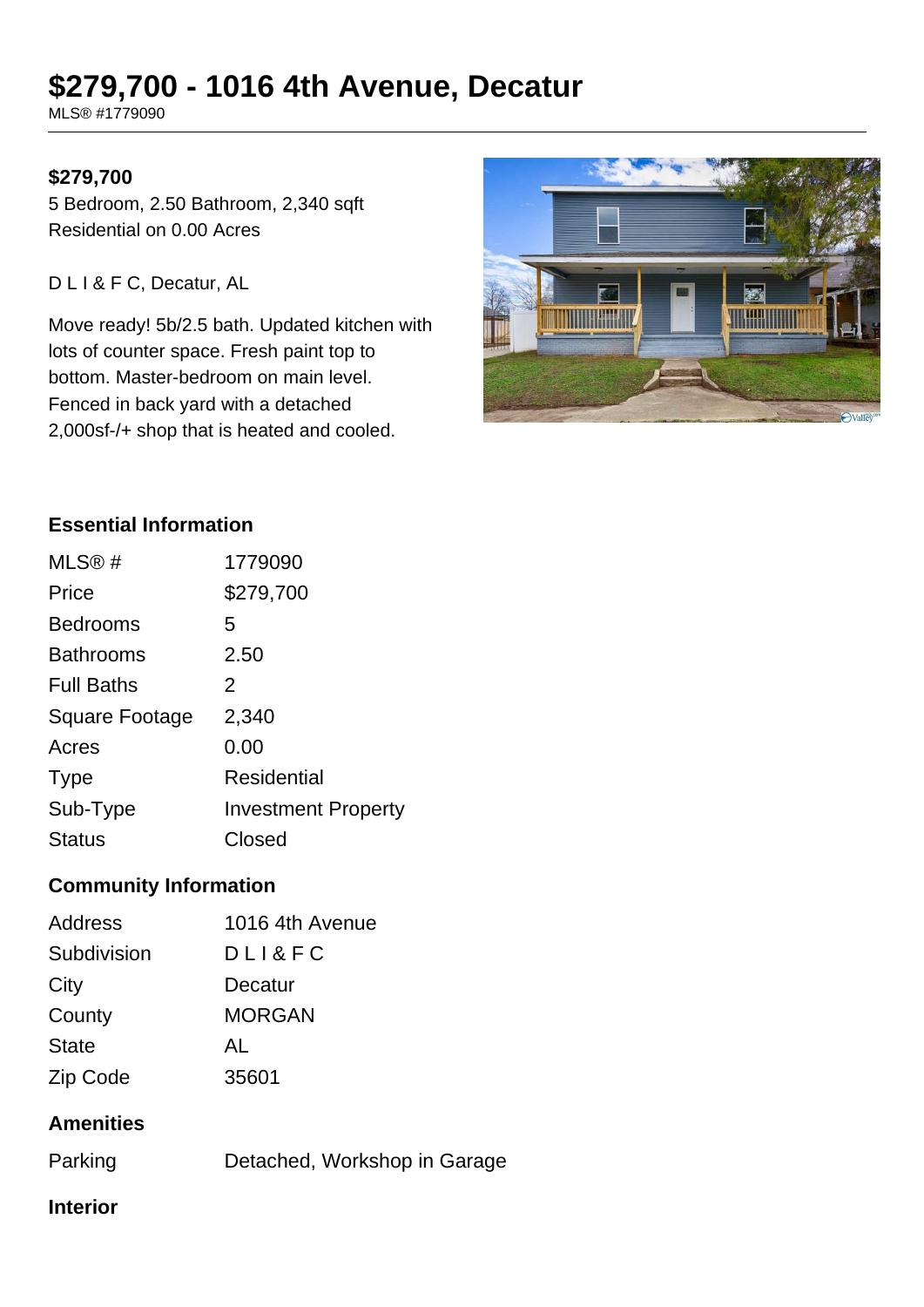# $279,700 - 1016 4th Avenue, Decatur

MLS® #1779090

**$279,700**

5 Bedroom, 2.50 Bathroom, 2,340 sqft
Residential on 0.00 Acres

D L I & F C, Decatur, AL

Move ready! 5b/2.5 bath. Updated kitchen with lots of counter space. Fresh paint top to bottom. Master-bedroom on main level. Fenced in back yard with a detached 2,000sf-/+ shop that is heated and cooled.

## Essential Information

| | |
|---|---|
| MLS® # | 1779090 |
| Price | $279,700 |
| Bedrooms | 5 |
| Bathrooms | 2.50 |
| Full Baths | 2 |
| Square Footage | 2,340 |
| Acres | 0.00 |
| Type | Residential |
| Sub-Type | Investment Property |
| Status | Closed |

## Community Information

| | |
|---|---|
| Address | 1016 4th Avenue |
| Subdivision | D L I & F C |
| City | Decatur |
| County | MORGAN |
| State | AL |
| Zip Code | 35601 |

## Amenities

| | |
|---|---|
| Parking | Detached, Workshop in Garage |

## Interior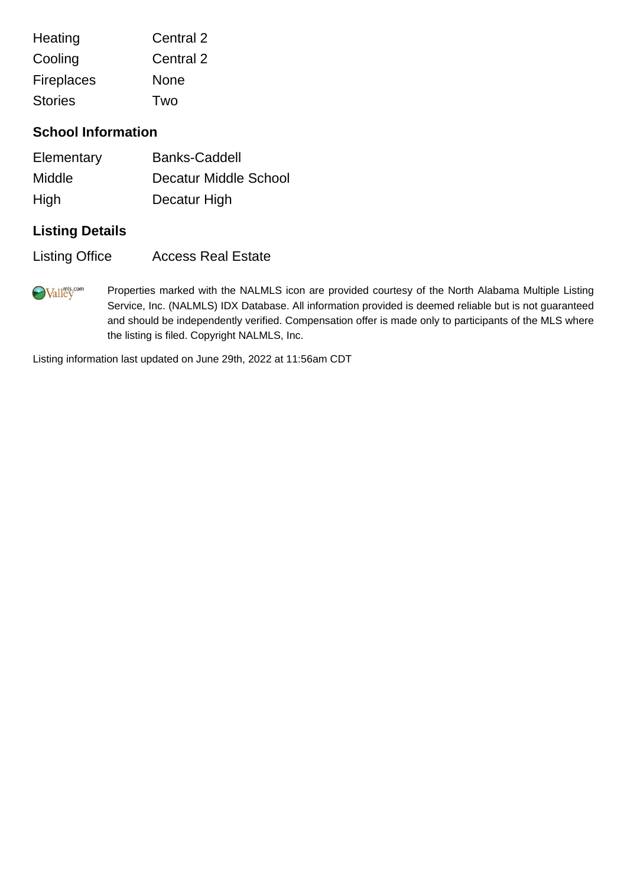| | |
|---|---|
| Heating | Central 2 |
| Cooling | Central 2 |
| Fireplaces | None |
| Stories | Two |

### School Information

| | |
|---|---|
| Elementary | Banks-Caddell |
| Middle | Decatur Middle School |
| High | Decatur High |

### Listing Details

| | |
|---|---|
| Listing Office | Access Real Estate |

Properties marked with the NALMLS icon are provided courtesy of the North Alabama Multiple Listing Service, Inc. (NALMLS) IDX Database. All information provided is deemed reliable but is not guaranteed and should be independently verified. Compensation offer is made only to participants of the MLS where the listing is filed. Copyright NALMLS, Inc.

Listing information last updated on June 29th, 2022 at 11:56am CDT